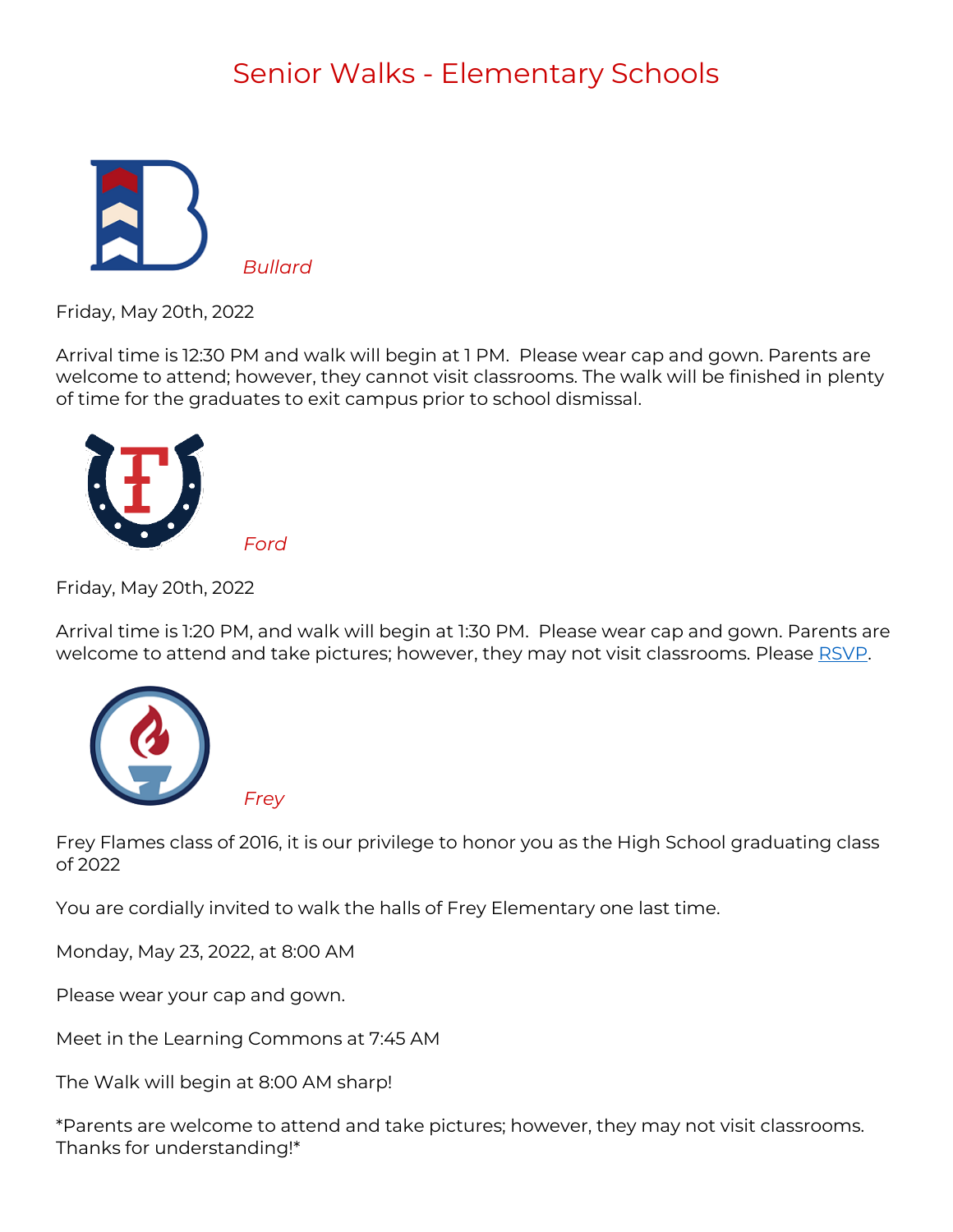# Senior Walks - Elementary Schools

*Bullard*

Friday, May 20th, 2022

Arrival time is 12:30 PM and walk will begin at 1 PM.  Please wear cap and gown. Parents are welcome to attend; however, they cannot visit classrooms. The walk will be finished in plenty of time for the graduates to exit campus prior to school dismissal.

*Ford*

Friday, May 20th, 2022

Arrival time is 1:20 PM, and walk will begin at 1:30 PM.  Please wear cap and gown. Parents are welcome to attend and take pictures; however, they may not visit classrooms. Please RSVP.

*Frey*

Frey Flames class of 2016, it is our privilege to honor you as the High School graduating class of 2022

You are cordially invited to walk the halls of Frey Elementary one last time.

Monday, May 23, 2022, at 8:00 AM

Please wear your cap and gown.

Meet in the Learning Commons at 7:45 AM

The Walk will begin at 8:00 AM sharp!

*Parents are welcome to attend and take pictures; however, they may not visit classrooms. Thanks for understanding!*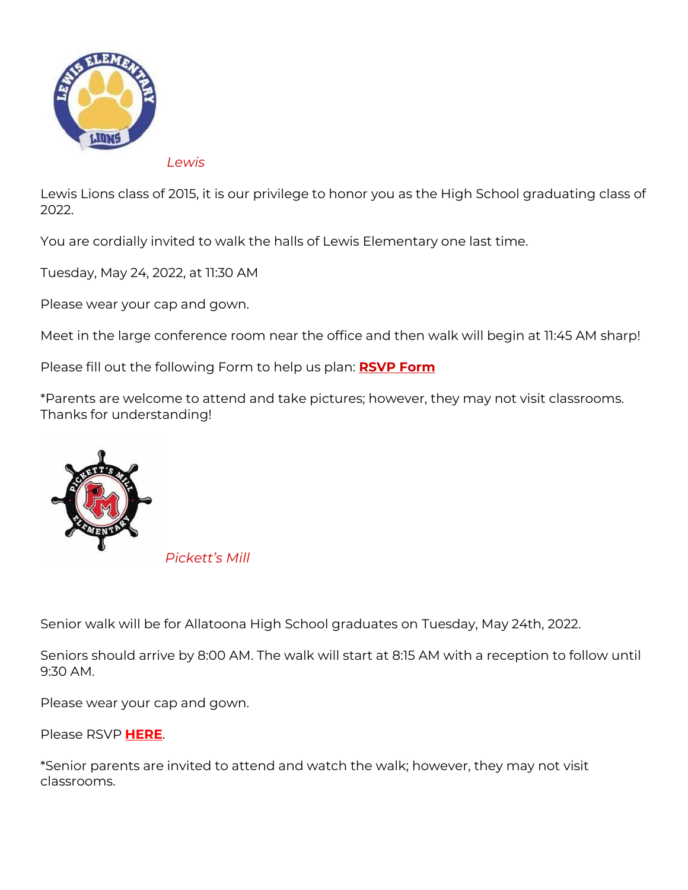*Lewis*

Lewis Lions class of 2015, it is our privilege to honor you as the High School graduating class of 2022.

You are cordially invited to walk the halls of Lewis Elementary one last time.

Tuesday, May 24, 2022, at 11:30 AM

Please wear your cap and gown.

Meet in the large conference room near the office and then walk will begin at 11:45 AM sharp!

Please fill out the following Form to help us plan: **RSVP Form**

*Parents are welcome to attend and take pictures; however, they may not visit classrooms. Thanks for understanding!

*Pickett's Mill*

Senior walk will be for Allatoona High School graduates on Tuesday, May 24th, 2022.

Seniors should arrive by 8:00 AM. The walk will start at 8:15 AM with a reception to follow until 9:30 AM.

Please wear your cap and gown.

Please RSVP **HERE**.

*Senior parents are invited to attend and watch the walk; however, they may not visit classrooms.